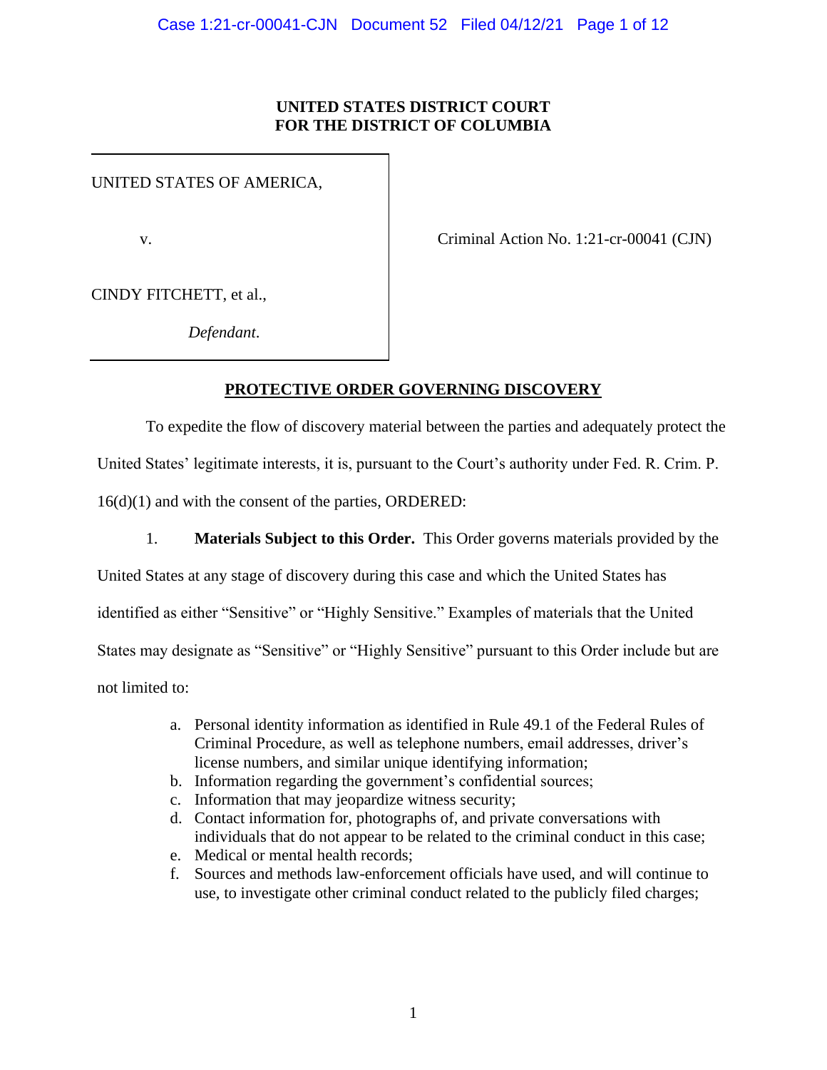**UNITED STATES DISTRICT COURT**
**FOR THE DISTRICT OF COLUMBIA**

UNITED STATES OF AMERICA,

v.

CINDY FITCHETT, et al.,

*Defendant*.

Criminal Action No. 1:21-cr-00041 (CJN)

**PROTECTIVE ORDER GOVERNING DISCOVERY**

To expedite the flow of discovery material between the parties and adequately protect the United States' legitimate interests, it is, pursuant to the Court's authority under Fed. R. Crim. P. 16(d)(1) and with the consent of the parties, ORDERED:

1. **Materials Subject to this Order.** This Order governs materials provided by the United States at any stage of discovery during this case and which the United States has identified as either "Sensitive" or "Highly Sensitive." Examples of materials that the United States may designate as "Sensitive" or "Highly Sensitive" pursuant to this Order include but are not limited to:

   a. Personal identity information as identified in Rule 49.1 of the Federal Rules of Criminal Procedure, as well as telephone numbers, email addresses, driver's license numbers, and similar unique identifying information;
   b. Information regarding the government's confidential sources;
   c. Information that may jeopardize witness security;
   d. Contact information for, photographs of, and private conversations with individuals that do not appear to be related to the criminal conduct in this case;
   e. Medical or mental health records;
   f. Sources and methods law-enforcement officials have used, and will continue to use, to investigate other criminal conduct related to the publicly filed charges;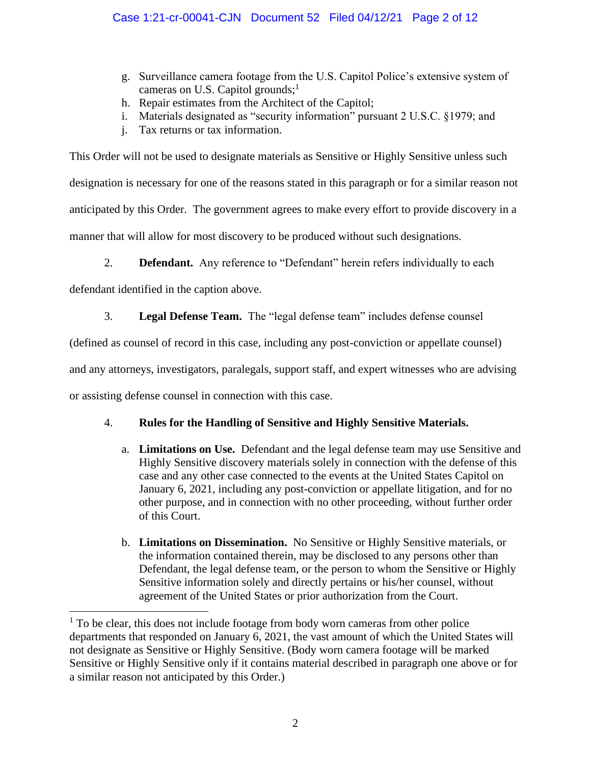g. Surveillance camera footage from the U.S. Capitol Police's extensive system of cameras on U.S. Capitol grounds;[1]
h. Repair estimates from the Architect of the Capitol;
i. Materials designated as "security information" pursuant 2 U.S.C. §1979; and
j. Tax returns or tax information.

This Order will not be used to designate materials as Sensitive or Highly Sensitive unless such designation is necessary for one of the reasons stated in this paragraph or for a similar reason not anticipated by this Order. The government agrees to make every effort to provide discovery in a manner that will allow for most discovery to be produced without such designations.

2. **Defendant.** Any reference to "Defendant" herein refers individually to each defendant identified in the caption above.

3. **Legal Defense Team.** The "legal defense team" includes defense counsel (defined as counsel of record in this case, including any post-conviction or appellate counsel) and any attorneys, investigators, paralegals, support staff, and expert witnesses who are advising or assisting defense counsel in connection with this case.

4. **Rules for the Handling of Sensitive and Highly Sensitive Materials.**

a. **Limitations on Use.** Defendant and the legal defense team may use Sensitive and Highly Sensitive discovery materials solely in connection with the defense of this case and any other case connected to the events at the United States Capitol on January 6, 2021, including any post-conviction or appellate litigation, and for no other purpose, and in connection with no other proceeding, without further order of this Court.

b. **Limitations on Dissemination.** No Sensitive or Highly Sensitive materials, or the information contained therein, may be disclosed to any persons other than Defendant, the legal defense team, or the person to whom the Sensitive or Highly Sensitive information solely and directly pertains or his/her counsel, without agreement of the United States or prior authorization from the Court.

[1] To be clear, this does not include footage from body worn cameras from other police departments that responded on January 6, 2021, the vast amount of which the United States will not designate as Sensitive or Highly Sensitive. (Body worn camera footage will be marked Sensitive or Highly Sensitive only if it contains material described in paragraph one above or for a similar reason not anticipated by this Order.)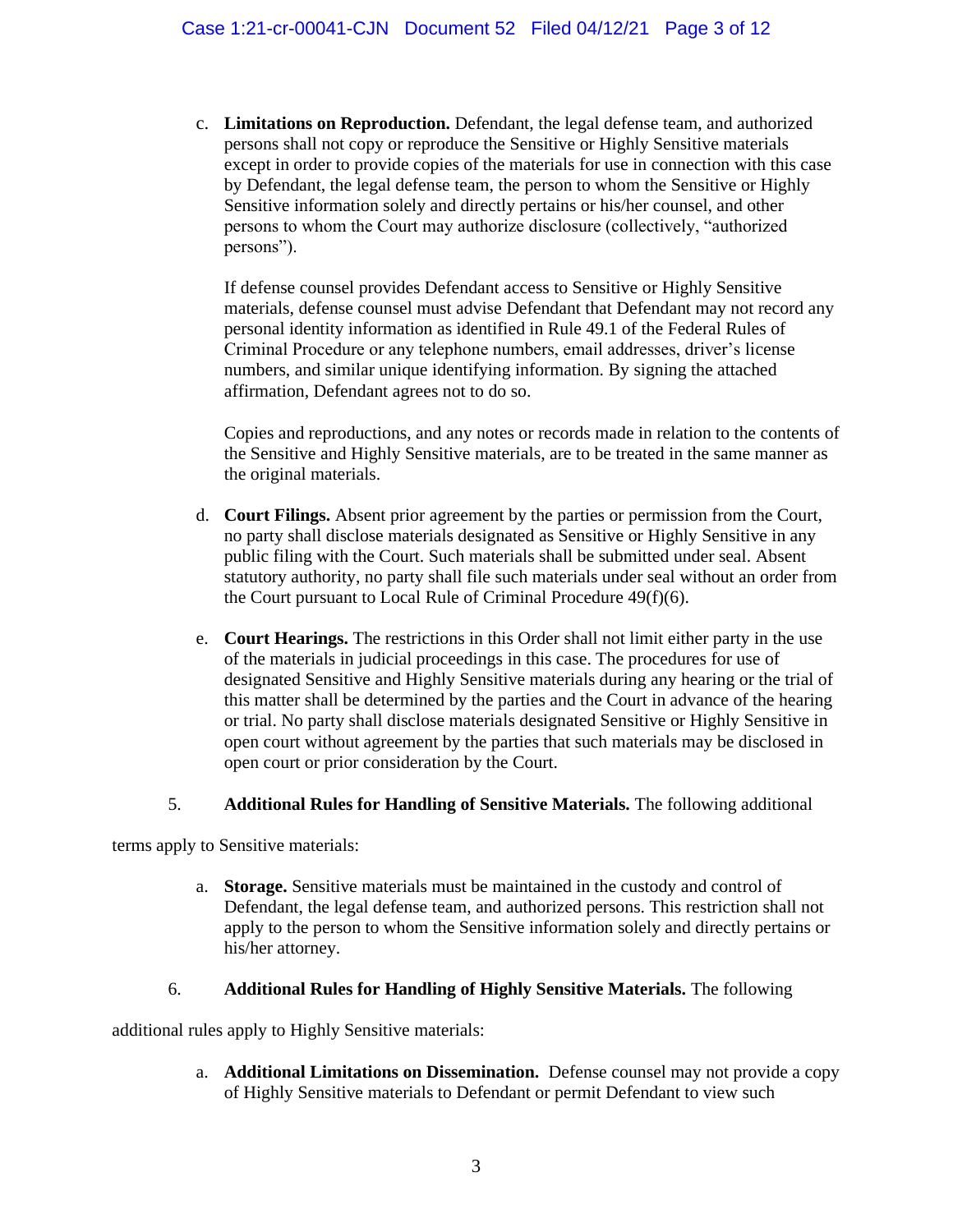c. **Limitations on Reproduction.** Defendant, the legal defense team, and authorized persons shall not copy or reproduce the Sensitive or Highly Sensitive materials except in order to provide copies of the materials for use in connection with this case by Defendant, the legal defense team, the person to whom the Sensitive or Highly Sensitive information solely and directly pertains or his/her counsel, and other persons to whom the Court may authorize disclosure (collectively, "authorized persons").

   If defense counsel provides Defendant access to Sensitive or Highly Sensitive materials, defense counsel must advise Defendant that Defendant may not record any personal identity information as identified in Rule 49.1 of the Federal Rules of Criminal Procedure or any telephone numbers, email addresses, driver's license numbers, and similar unique identifying information. By signing the attached affirmation, Defendant agrees not to do so.

   Copies and reproductions, and any notes or records made in relation to the contents of the Sensitive and Highly Sensitive materials, are to be treated in the same manner as the original materials.

d. **Court Filings.** Absent prior agreement by the parties or permission from the Court, no party shall disclose materials designated as Sensitive or Highly Sensitive in any public filing with the Court. Such materials shall be submitted under seal. Absent statutory authority, no party shall file such materials under seal without an order from the Court pursuant to Local Rule of Criminal Procedure 49(f)(6).

e. **Court Hearings.** The restrictions in this Order shall not limit either party in the use of the materials in judicial proceedings in this case. The procedures for use of designated Sensitive and Highly Sensitive materials during any hearing or the trial of this matter shall be determined by the parties and the Court in advance of the hearing or trial. No party shall disclose materials designated Sensitive or Highly Sensitive in open court without agreement by the parties that such materials may be disclosed in open court or prior consideration by the Court.

5. **Additional Rules for Handling of Sensitive Materials.** The following additional terms apply to Sensitive materials:

   a. **Storage.** Sensitive materials must be maintained in the custody and control of Defendant, the legal defense team, and authorized persons. This restriction shall not apply to the person to whom the Sensitive information solely and directly pertains or his/her attorney.

6. **Additional Rules for Handling of Highly Sensitive Materials.** The following additional rules apply to Highly Sensitive materials:

   a. **Additional Limitations on Dissemination.** Defense counsel may not provide a copy of Highly Sensitive materials to Defendant or permit Defendant to view such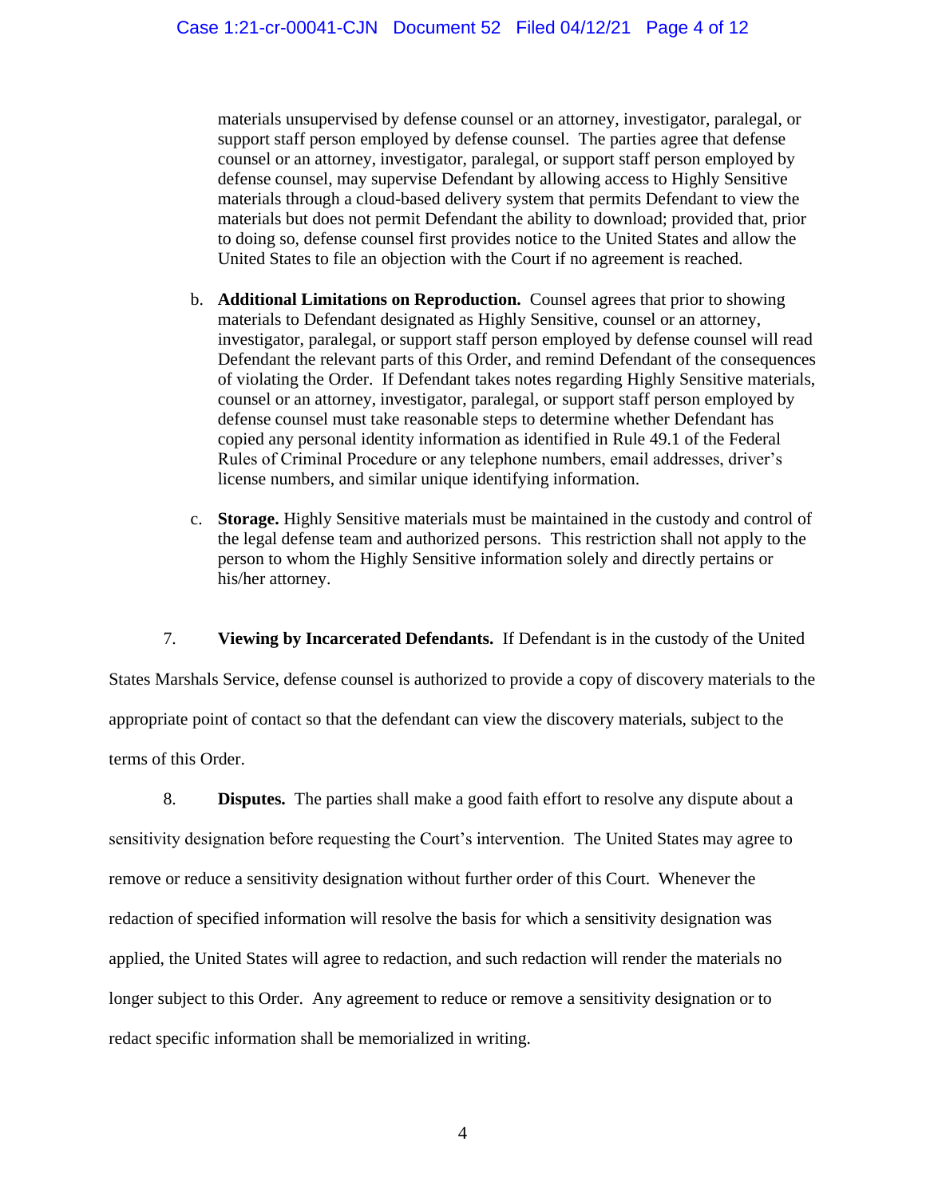materials unsupervised by defense counsel or an attorney, investigator, paralegal, or support staff person employed by defense counsel. The parties agree that defense counsel or an attorney, investigator, paralegal, or support staff person employed by defense counsel, may supervise Defendant by allowing access to Highly Sensitive materials through a cloud-based delivery system that permits Defendant to view the materials but does not permit Defendant the ability to download; provided that, prior to doing so, defense counsel first provides notice to the United States and allow the United States to file an objection with the Court if no agreement is reached.

b. **Additional Limitations on Reproduction.** Counsel agrees that prior to showing materials to Defendant designated as Highly Sensitive, counsel or an attorney, investigator, paralegal, or support staff person employed by defense counsel will read Defendant the relevant parts of this Order, and remind Defendant of the consequences of violating the Order. If Defendant takes notes regarding Highly Sensitive materials, counsel or an attorney, investigator, paralegal, or support staff person employed by defense counsel must take reasonable steps to determine whether Defendant has copied any personal identity information as identified in Rule 49.1 of the Federal Rules of Criminal Procedure or any telephone numbers, email addresses, driver's license numbers, and similar unique identifying information.

c. **Storage.** Highly Sensitive materials must be maintained in the custody and control of the legal defense team and authorized persons. This restriction shall not apply to the person to whom the Highly Sensitive information solely and directly pertains or his/her attorney.

7. **Viewing by Incarcerated Defendants.** If Defendant is in the custody of the United States Marshals Service, defense counsel is authorized to provide a copy of discovery materials to the appropriate point of contact so that the defendant can view the discovery materials, subject to the terms of this Order.

8. **Disputes.** The parties shall make a good faith effort to resolve any dispute about a sensitivity designation before requesting the Court's intervention. The United States may agree to remove or reduce a sensitivity designation without further order of this Court. Whenever the redaction of specified information will resolve the basis for which a sensitivity designation was applied, the United States will agree to redaction, and such redaction will render the materials no longer subject to this Order. Any agreement to reduce or remove a sensitivity designation or to redact specific information shall be memorialized in writing.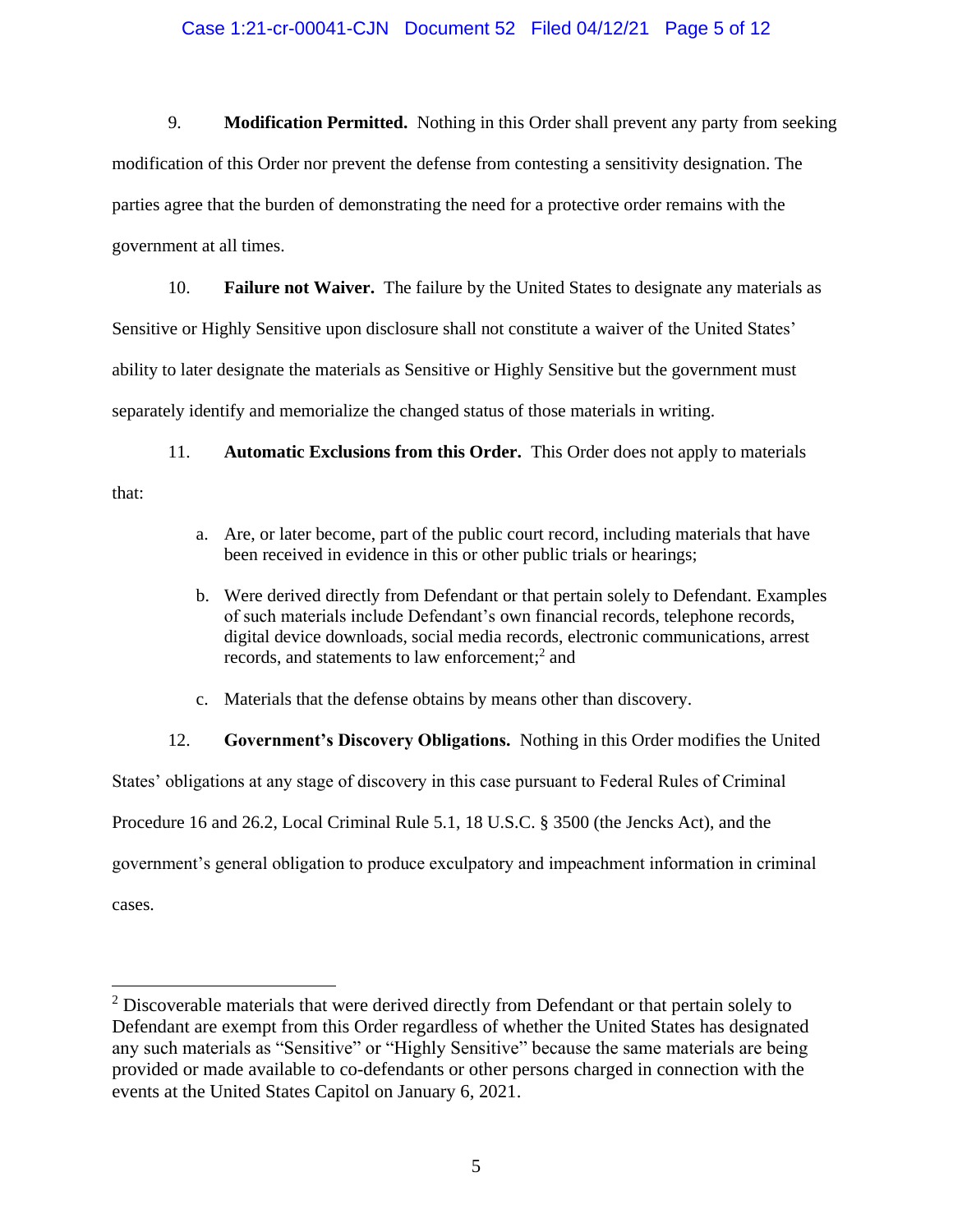9. **Modification Permitted.** Nothing in this Order shall prevent any party from seeking modification of this Order nor prevent the defense from contesting a sensitivity designation. The parties agree that the burden of demonstrating the need for a protective order remains with the government at all times.

10. **Failure not Waiver.** The failure by the United States to designate any materials as Sensitive or Highly Sensitive upon disclosure shall not constitute a waiver of the United States' ability to later designate the materials as Sensitive or Highly Sensitive but the government must separately identify and memorialize the changed status of those materials in writing.

11. **Automatic Exclusions from this Order.** This Order does not apply to materials that:

   a. Are, or later become, part of the public court record, including materials that have been received in evidence in this or other public trials or hearings;

   b. Were derived directly from Defendant or that pertain solely to Defendant. Examples of such materials include Defendant's own financial records, telephone records, digital device downloads, social media records, electronic communications, arrest records, and statements to law enforcement;[2] and

   c. Materials that the defense obtains by means other than discovery.

12. **Government's Discovery Obligations.** Nothing in this Order modifies the United States' obligations at any stage of discovery in this case pursuant to Federal Rules of Criminal Procedure 16 and 26.2, Local Criminal Rule 5.1, 18 U.S.C. § 3500 (the Jencks Act), and the government's general obligation to produce exculpatory and impeachment information in criminal cases.

---

[2] Discoverable materials that were derived directly from Defendant or that pertain solely to Defendant are exempt from this Order regardless of whether the United States has designated any such materials as "Sensitive" or "Highly Sensitive" because the same materials are being provided or made available to co-defendants or other persons charged in connection with the events at the United States Capitol on January 6, 2021.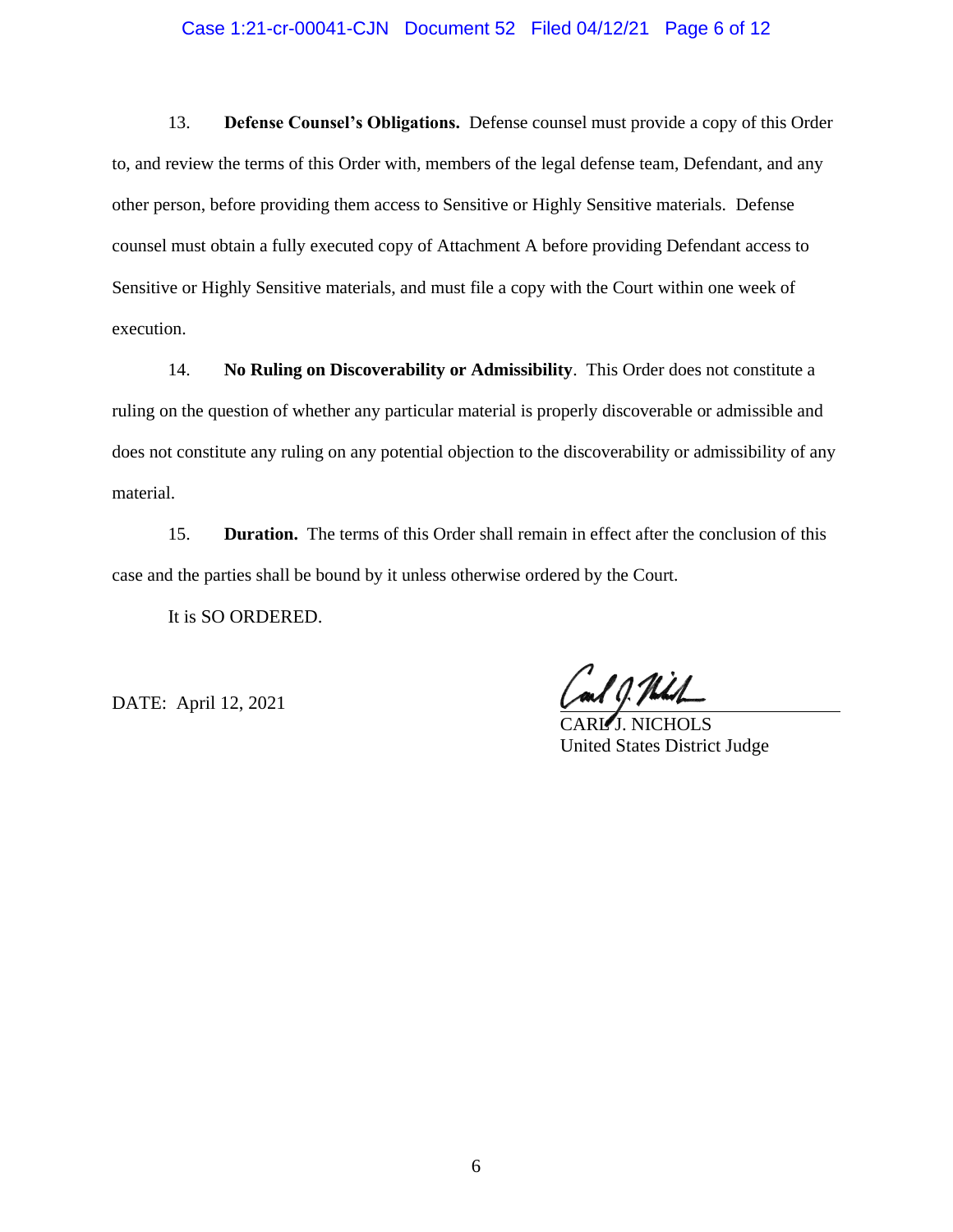13. **Defense Counsel's Obligations.** Defense counsel must provide a copy of this Order to, and review the terms of this Order with, members of the legal defense team, Defendant, and any other person, before providing them access to Sensitive or Highly Sensitive materials. Defense counsel must obtain a fully executed copy of Attachment A before providing Defendant access to Sensitive or Highly Sensitive materials, and must file a copy with the Court within one week of execution.

14. **No Ruling on Discoverability or Admissibility**. This Order does not constitute a ruling on the question of whether any particular material is properly discoverable or admissible and does not constitute any ruling on any potential objection to the discoverability or admissibility of any material.

15. **Duration.** The terms of this Order shall remain in effect after the conclusion of this case and the parties shall be bound by it unless otherwise ordered by the Court.

It is SO ORDERED.

DATE: April 12, 2021

CARL J. NICHOLS
United States District Judge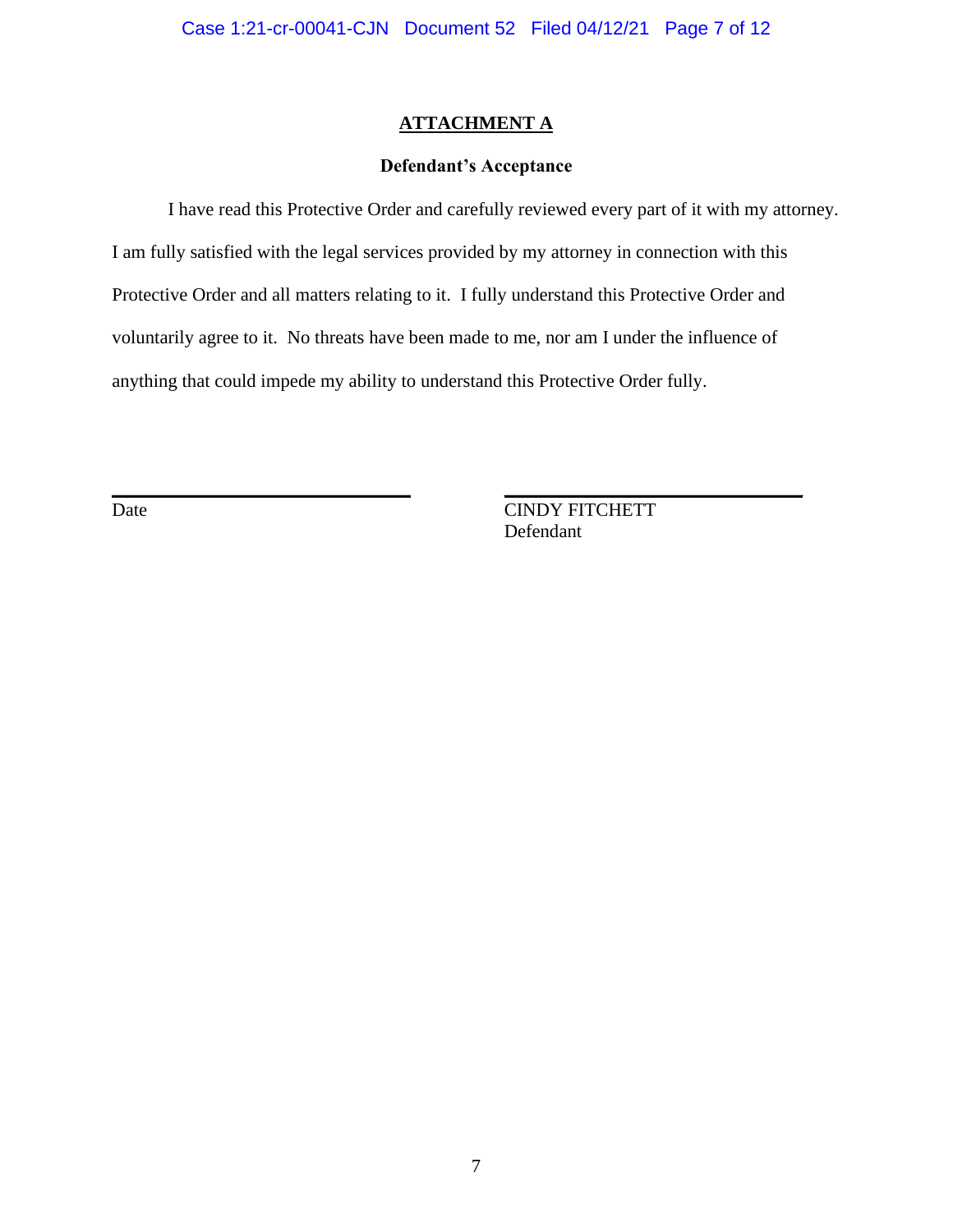# ATTACHMENT A

## Defendant's Acceptance

I have read this Protective Order and carefully reviewed every part of it with my attorney. I am fully satisfied with the legal services provided by my attorney in connection with this Protective Order and all matters relating to it. I fully understand this Protective Order and voluntarily agree to it. No threats have been made to me, nor am I under the influence of anything that could impede my ability to understand this Protective Order fully.

\_\_\_\_\_\_\_\_\_\_\_\_\_\_\_\_\_\_\_\_\_\_\_\_\_\_\_\_
Date

\_\_\_\_\_\_\_\_\_\_\_\_\_\_\_\_\_\_\_\_\_\_\_\_\_\_\_\_
CINDY FITCHETT
Defendant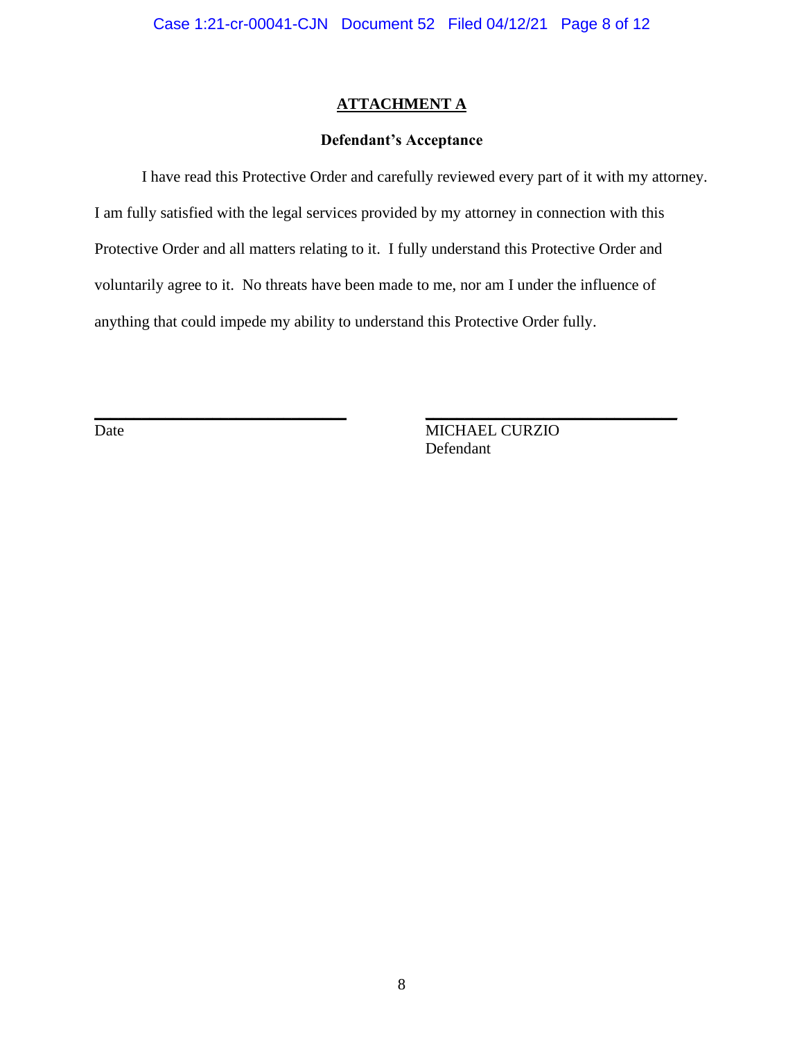## ATTACHMENT A

### Defendant's Acceptance

I have read this Protective Order and carefully reviewed every part of it with my attorney. I am fully satisfied with the legal services provided by my attorney in connection with this Protective Order and all matters relating to it. I fully understand this Protective Order and voluntarily agree to it. No threats have been made to me, nor am I under the influence of anything that could impede my ability to understand this Protective Order fully.

\_\_\_\_\_\_\_\_\_\_\_\_\_\_\_\_\_\_\_\_\_\_\_\_\_\_\_\_
Date

\_\_\_\_\_\_\_\_\_\_\_\_\_\_\_\_\_\_\_\_\_\_\_\_\_\_\_\_
MICHAEL CURZIO
Defendant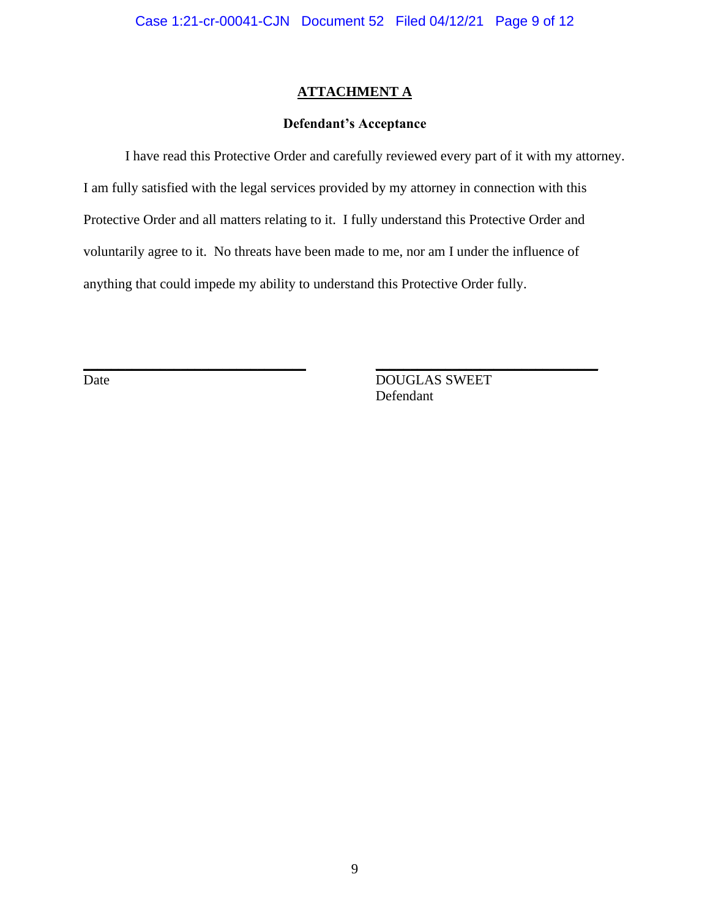## ATTACHMENT A

### Defendant's Acceptance

I have read this Protective Order and carefully reviewed every part of it with my attorney. I am fully satisfied with the legal services provided by my attorney in connection with this Protective Order and all matters relating to it. I fully understand this Protective Order and voluntarily agree to it. No threats have been made to me, nor am I under the influence of anything that could impede my ability to understand this Protective Order fully.

| \_\_\_\_\_\_\_\_\_\_\_\_\_\_\_\_\_\_\_\_\_\_\_\_\_\_\_\_ | \_\_\_\_\_\_\_\_\_\_\_\_\_\_\_\_\_\_\_\_\_\_\_\_\_\_\_\_ |
|---|---|
| Date | DOUGLAS SWEET<br>Defendant |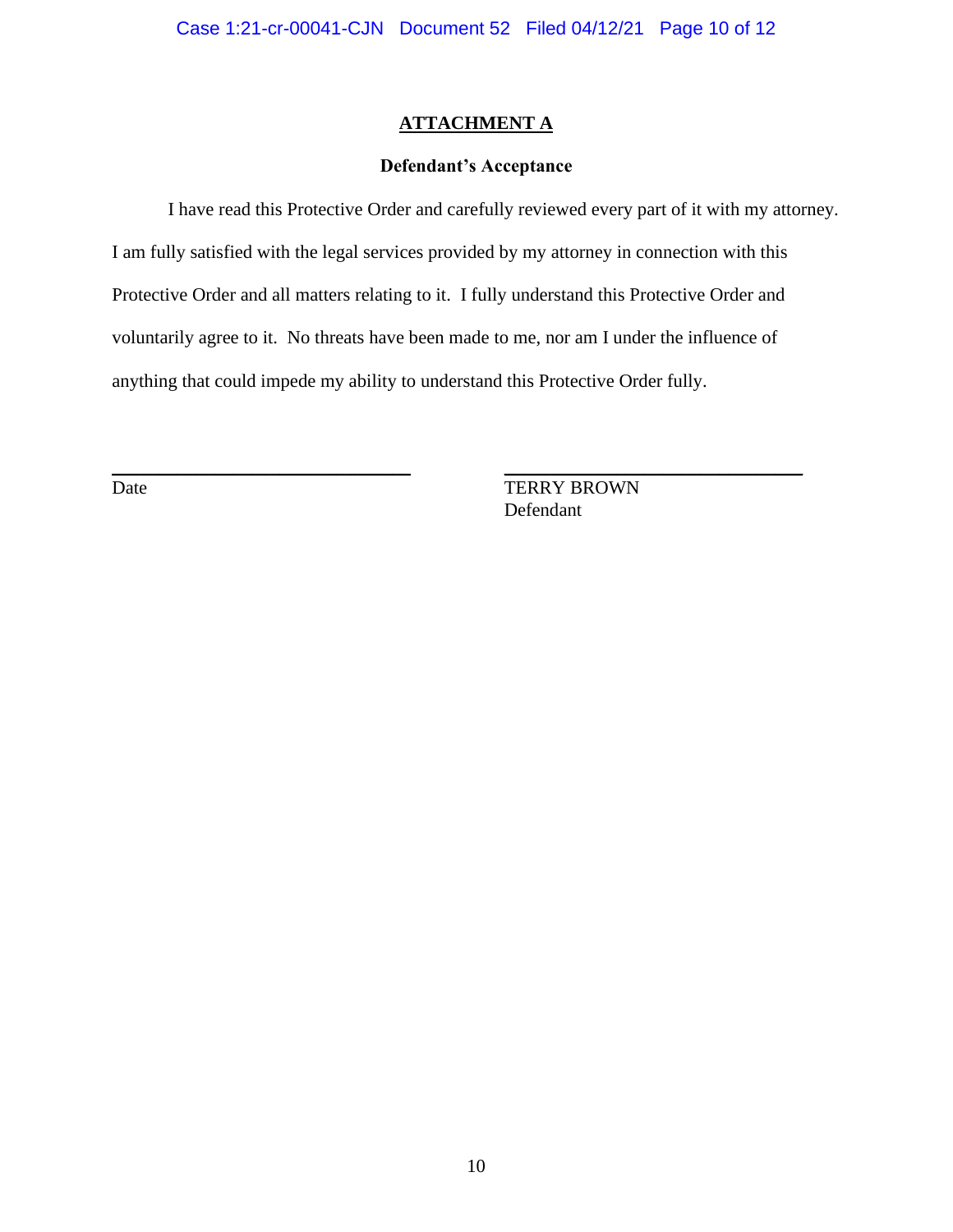# ATTACHMENT A

**Defendant's Acceptance**

I have read this Protective Order and carefully reviewed every part of it with my attorney. I am fully satisfied with the legal services provided by my attorney in connection with this Protective Order and all matters relating to it. I fully understand this Protective Order and voluntarily agree to it. No threats have been made to me, nor am I under the influence of anything that could impede my ability to understand this Protective Order fully.

\_\_\_\_\_\_\_\_\_\_\_\_\_\_\_\_\_\_\_\_\_\_\_\_\_\_\_\_
Date

\_\_\_\_\_\_\_\_\_\_\_\_\_\_\_\_\_\_\_\_\_\_\_\_\_\_\_\_
TERRY BROWN
Defendant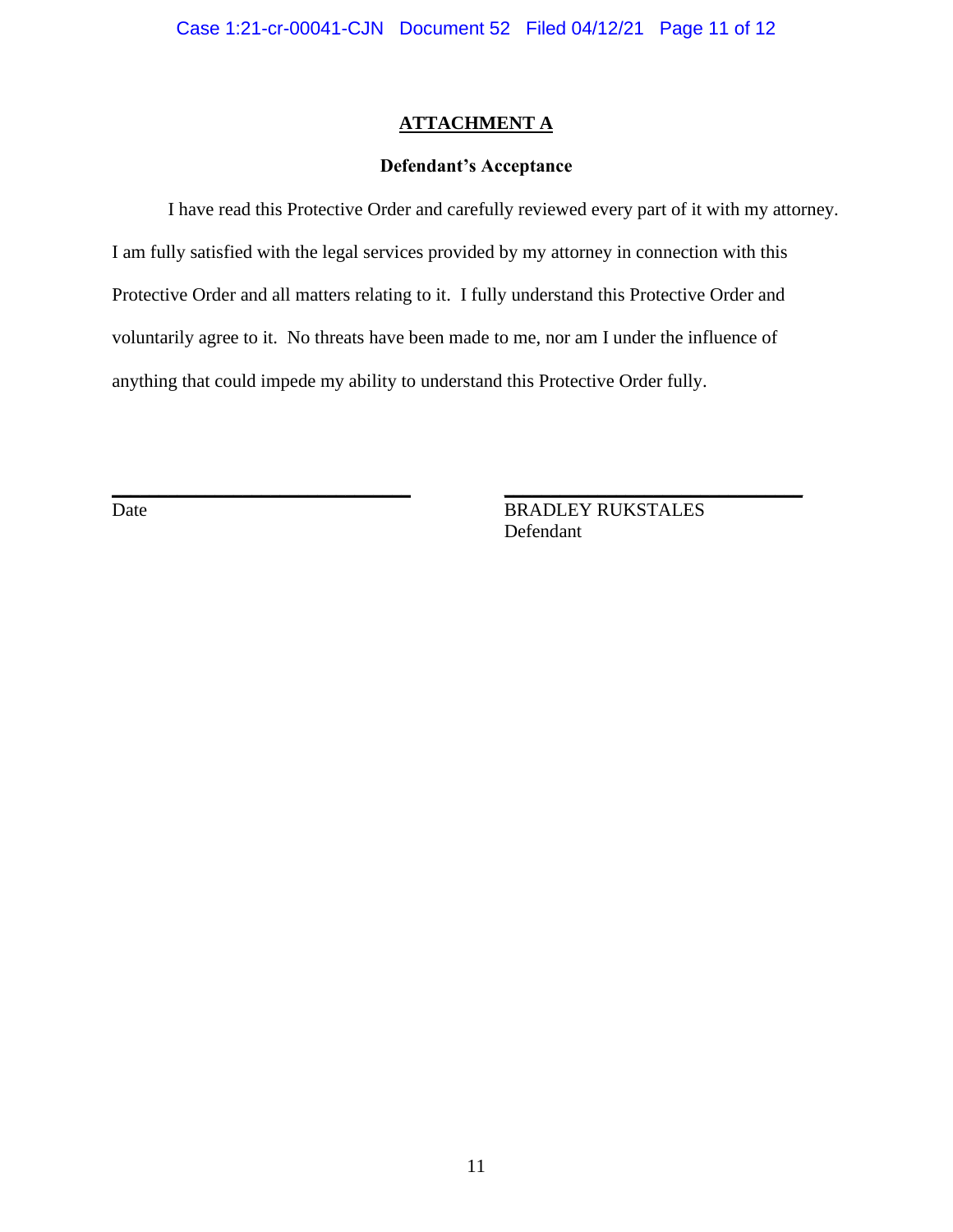## ATTACHMENT A

### Defendant's Acceptance

I have read this Protective Order and carefully reviewed every part of it with my attorney. I am fully satisfied with the legal services provided by my attorney in connection with this Protective Order and all matters relating to it. I fully understand this Protective Order and voluntarily agree to it. No threats have been made to me, nor am I under the influence of anything that could impede my ability to understand this Protective Order fully.

\_\_\_\_\_\_\_\_\_\_\_\_\_\_\_\_\_\_\_\_\_\_\_\_\_\_\_\_
Date

\_\_\_\_\_\_\_\_\_\_\_\_\_\_\_\_\_\_\_\_\_\_\_\_\_\_\_\_
BRADLEY RUKSTALES
Defendant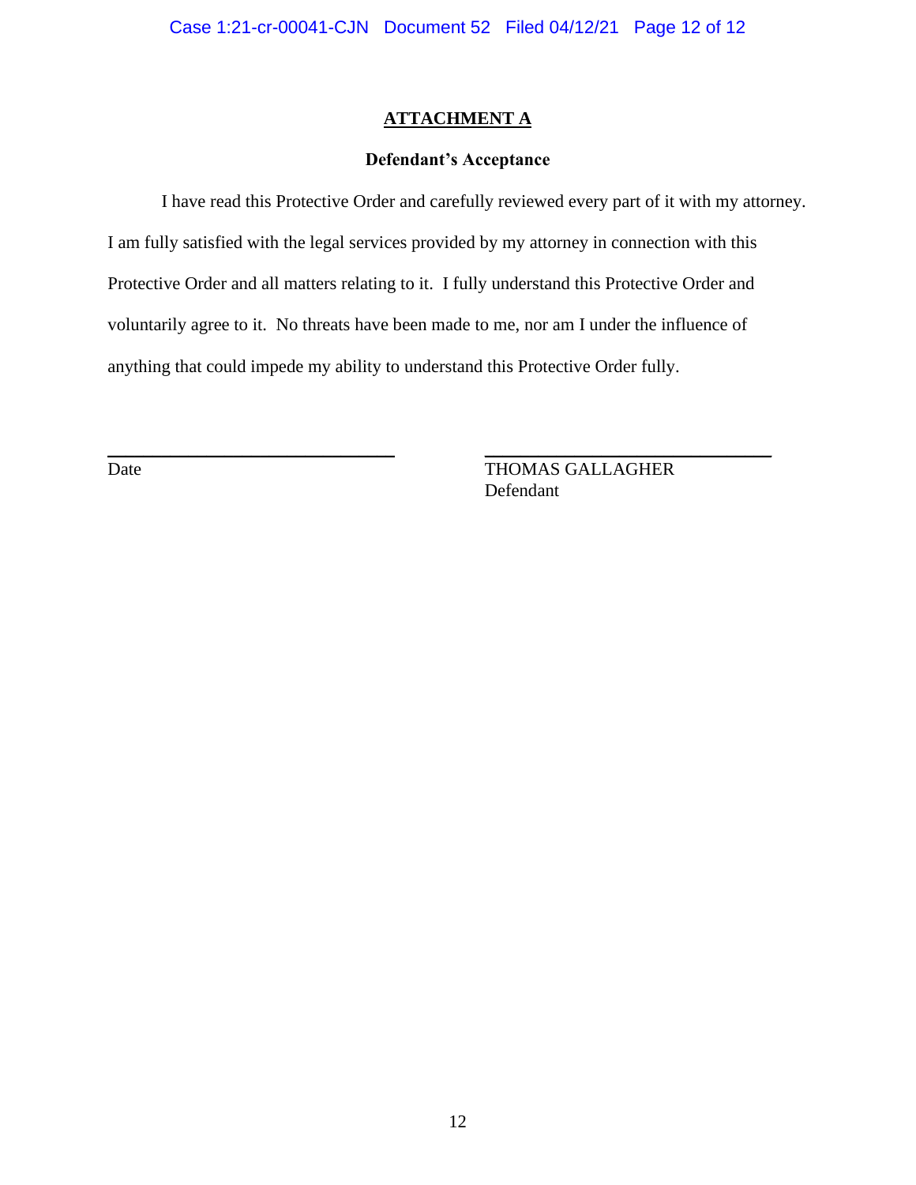## ATTACHMENT A

### Defendant's Acceptance

I have read this Protective Order and carefully reviewed every part of it with my attorney. I am fully satisfied with the legal services provided by my attorney in connection with this Protective Order and all matters relating to it. I fully understand this Protective Order and voluntarily agree to it. No threats have been made to me, nor am I under the influence of anything that could impede my ability to understand this Protective Order fully.

\_\_\_\_\_\_\_\_\_\_\_\_\_\_\_\_\_\_\_\_\_\_\_\_\_\_\_\_
Date

\_\_\_\_\_\_\_\_\_\_\_\_\_\_\_\_\_\_\_\_\_\_\_\_\_\_\_\_
THOMAS GALLAGHER
Defendant